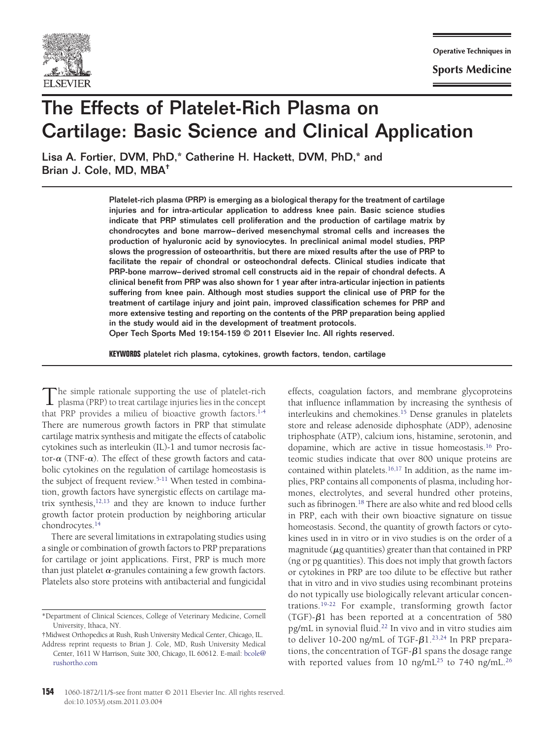# The Effects of Platelet-Rich Plasma on Cartilage: Basic Science and Clinical Application

Lisa A. Fortier, DVM, PhD,* Catherine H. Hackett, DVM, PhD,* and Brian J. Cole, MD, MBA†

**Platelet-rich plasma (PRP) is emerging as a biological therapy for the treatment of cartilage injuries and for intra-articular application to address knee pain. Basic science studies indicate that PRP stimulates cell proliferation and the production of cartilage matrix by chondrocytes and bone marrow–derived mesenchymal stromal cells and increases the production of hyaluronic acid by synoviocytes. In preclinical animal model studies, PRP slows the progression of osteoarthritis, but there are mixed results after the use of PRP to facilitate the repair of chondral or osteochondral defects. Clinical studies indicate that PRP-bone marrow–derived stromal cell constructs aid in the repair of chondral defects. A clinical benefit from PRP was also shown for 1 year after intra-articular injection in patients suffering from knee pain. Although most studies support the clinical use of PRP for the treatment of cartilage injury and joint pain, improved classification schemes for PRP and more extensive testing and reporting on the contents of the PRP preparation being applied in the study would aid in the development of treatment protocols.**
**Oper Tech Sports Med 19:154-159 © 2011 Elsevier Inc. All rights reserved.**

**KEYWORDS** platelet rich plasma, cytokines, growth factors, tendon, cartilage

The simple rationale supporting the use of platelet-rich plasma (PRP) to treat cartilage injuries lies in the concept that PRP provides a milieu of bioactive growth factors.[1-4] There are numerous growth factors in PRP that stimulate cartilage matrix synthesis and mitigate the effects of catabolic cytokines such as interleukin (IL)-1 and tumor necrosis factor-$\alpha$ (TNF-$\alpha$). The effect of these growth factors and catabolic cytokines on the regulation of cartilage homeostasis is the subject of frequent review.[5-11] When tested in combination, growth factors have synergistic effects on cartilage matrix synthesis,[12,13] and they are known to induce further growth factor protein production by neighboring articular chondrocytes.[14]

There are several limitations in extrapolating studies using a single or combination of growth factors to PRP preparations for cartilage or joint applications. First, PRP is much more than just platelet $\alpha$-granules containing a few growth factors. Platelets also store proteins with antibacterial and fungicidal effects, coagulation factors, and membrane glycoproteins that influence inflammation by increasing the synthesis of interleukins and chemokines.[15] Dense granules in platelets store and release adenoside diphosphate (ADP), adenosine triphosphate (ATP), calcium ions, histamine, serotonin, and dopamine, which are active in tissue homeostasis.[16] Proteomic studies indicate that over 800 unique proteins are contained within platelets.[16,17] In addition, as the name implies, PRP contains all components of plasma, including hormones, electrolytes, and several hundred other proteins, such as fibrinogen.[18] There are also white and red blood cells in PRP, each with their own bioactive signature on tissue homeostasis. Second, the quantity of growth factors or cytokines used in in vitro or in vivo studies is on the order of a magnitude ($\mu$g quantities) greater than that contained in PRP (ng or pg quantities). This does not imply that growth factors or cytokines in PRP are too dilute to be effective but rather that in vitro and in vivo studies using recombinant proteins do not typically use biologically relevant articular concentrations.[19-22] For example, transforming growth factor (TGF)-$\beta$1 has been reported at a concentration of 580 pg/mL in synovial fluid.[22] In vivo and in vitro studies aim to deliver 10-200 ng/mL of TGF-$\beta$1.[23,24] In PRP preparations, the concentration of TGF-$\beta$1 spans the dosage range with reported values from 10 ng/mL[25] to 740 ng/mL.[26]

*Department of Clinical Sciences, College of Veterinary Medicine, Cornell University, Ithaca, NY.
†Midwest Orthopedics at Rush, Rush University Medical Center, Chicago, IL.
Address reprint requests to Brian J. Cole, MD, Rush University Medical Center, 1611 W Harrison, Suite 300, Chicago, IL 60612. E-mail: bcole@rushortho.com

1060-1872/11/$-see front matter © 2011 Elsevier Inc. All rights reserved.
doi:10.1053/j.otsm.2011.03.004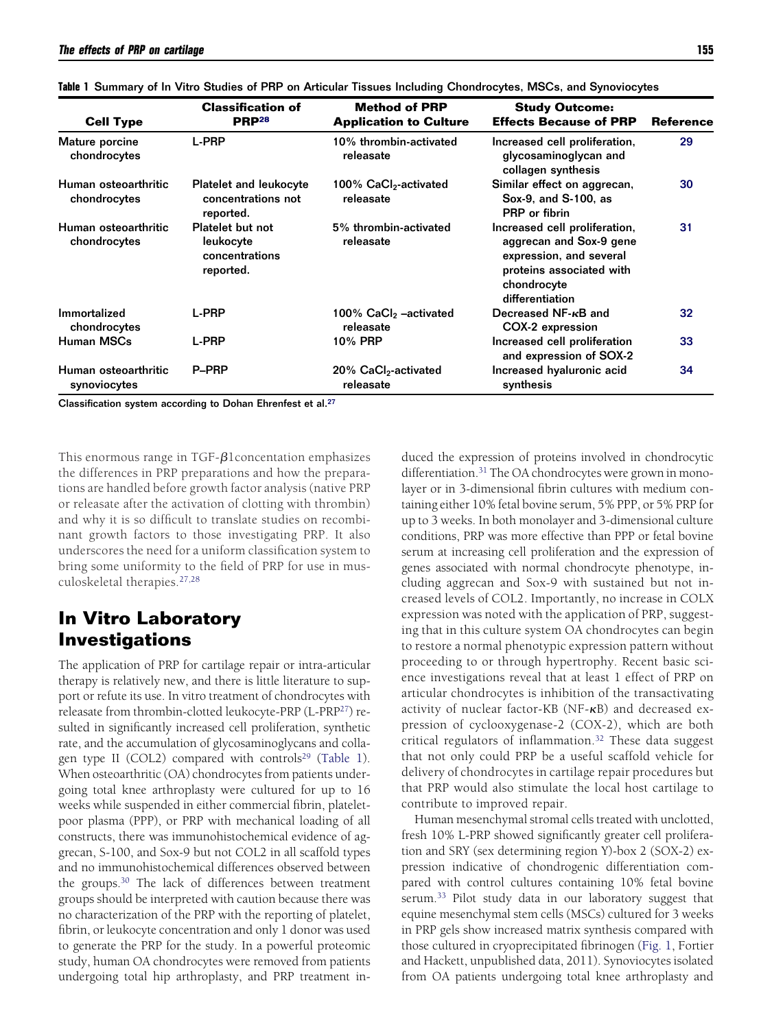**Table 1** Summary of In Vitro Studies of PRP on Articular Tissues Including Chondrocytes, MSCs, and Synoviocytes

| Cell Type | Classification of PRP[28] | Method of PRP Application to Culture | Study Outcome: Effects Because of PRP | Reference |
|---|---|---|---|---|
| Mature porcine chondrocytes | L-PRP | 10% thrombin-activated releasate | Increased cell proliferation, glycosaminoglycan and collagen synthesis | 29 |
| Human osteoarthritic chondrocytes | Platelet and leukocyte concentrations not reported. | 100% $CaCl_2$-activated releasate | Similar effect on aggrecan, Sox-9, and S-100, as PRP or fibrin | 30 |
| Human osteoarthritic chondrocytes | Platelet but not leukocyte concentrations reported. | 5% thrombin-activated releasate | Increased cell proliferation, aggrecan and Sox-9 gene expression, and several proteins associated with chondrocyte differentiation | 31 |
| Immortalized chondrocytes | L-PRP | 100% $CaCl_2$ –activated releasate | Decreased NF-κB and COX-2 expression | 32 |
| Human MSCs | L-PRP | 10% PRP | Increased cell proliferation and expression of SOX-2 | 33 |
| Human osteoarthritic synoviocytes | P–PRP | 20% $CaCl_2$-activated releasate | Increased hyaluronic acid synthesis | 34 |

Classification system according to Dohan Ehrenfest et al.[27]

This enormous range in TGF-β1concentation emphasizes the differences in PRP preparations and how the preparations are handled before growth factor analysis (native PRP or releasate after the activation of clotting with thrombin) and why it is so difficult to translate studies on recombinant growth factors to those investigating PRP. It also underscores the need for a uniform classification system to bring some uniformity to the field of PRP for use in musculoskeletal therapies.[27,28]

## In Vitro Laboratory Investigations

The application of PRP for cartilage repair or intra-articular therapy is relatively new, and there is little literature to support or refute its use. In vitro treatment of chondrocytes with releasate from thrombin-clotted leukocyte-PRP (L-PRP[27]) resulted in significantly increased cell proliferation, synthetic rate, and the accumulation of glycosaminoglycans and collagen type II (COL2) compared with controls[29] (Table 1). When osteoarthritic (OA) chondrocytes from patients undergoing total knee arthroplasty were cultured for up to 16 weeks while suspended in either commercial fibrin, platelet-poor plasma (PPP), or PRP with mechanical loading of all constructs, there was immunohistochemical evidence of aggrecan, S-100, and Sox-9 but not COL2 in all scaffold types and no immunohistochemical differences observed between the groups.[30] The lack of differences between treatment groups should be interpreted with caution because there was no characterization of the PRP with the reporting of platelet, fibrin, or leukocyte concentration and only 1 donor was used to generate the PRP for the study. In a powerful proteomic study, human OA chondrocytes were removed from patients undergoing total hip arthroplasty, and PRP treatment induced the expression of proteins involved in chondrocytic differentiation.[31] The OA chondrocytes were grown in monolayer or in 3-dimensional fibrin cultures with medium containing either 10% fetal bovine serum, 5% PPP, or 5% PRP for up to 3 weeks. In both monolayer and 3-dimensional culture conditions, PRP was more effective than PPP or fetal bovine serum at increasing cell proliferation and the expression of genes associated with normal chondrocyte phenotype, including aggrecan and Sox-9 with sustained but not increased levels of COL2. Importantly, no increase in COLX expression was noted with the application of PRP, suggesting that in this culture system OA chondrocytes can begin to restore a normal phenotypic expression pattern without proceeding to or through hypertrophy. Recent basic science investigations reveal that at least 1 effect of PRP on articular chondrocytes is inhibition of the transactivating activity of nuclear factor-KB (NF-κB) and decreased expression of cyclooxygenase-2 (COX-2), which are both critical regulators of inflammation.[32] These data suggest that not only could PRP be a useful scaffold vehicle for delivery of chondrocytes in cartilage repair procedures but that PRP would also stimulate the local host cartilage to contribute to improved repair.

Human mesenchymal stromal cells treated with unclotted, fresh 10% L-PRP showed significantly greater cell proliferation and SRY (sex determining region Y)-box 2 (SOX-2) expression indicative of chondrogenic differentiation compared with control cultures containing 10% fetal bovine serum.[33] Pilot study data in our laboratory suggest that equine mesenchymal stem cells (MSCs) cultured for 3 weeks in PRP gels show increased matrix synthesis compared with those cultured in cryoprecipitated fibrinogen (Fig. 1, Fortier and Hackett, unpublished data, 2011). Synoviocytes isolated from OA patients undergoing total knee arthroplasty and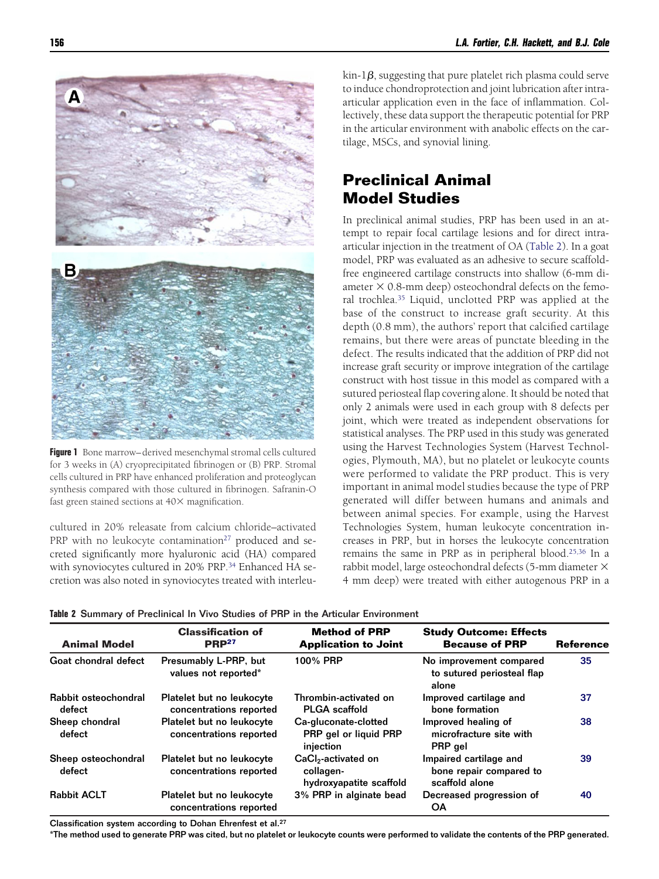**Figure 1** Bone marrow–derived mesenchymal stromal cells cultured for 3 weeks in (A) cryoprecipitated fibrinogen or (B) PRP. Stromal cells cultured in PRP have enhanced proliferation and proteoglycan synthesis compared with those cultured in fibrinogen. Safranin-O fast green stained sections at 40× magnification.

cultured in 20% releasate from calcium chloride–activated PRP with no leukocyte contamination[27] produced and secreted significantly more hyaluronic acid (HA) compared with synoviocytes cultured in 20% PRP.[34] Enhanced HA secretion was also noted in synoviocytes treated with interleukin-1$\beta$, suggesting that pure platelet rich plasma could serve to induce chondroprotection and joint lubrication after intra-articular application even in the face of inflammation. Collectively, these data support the therapeutic potential for PRP in the articular environment with anabolic effects on the cartilage, MSCs, and synovial lining.

## Preclinical Animal Model Studies

In preclinical animal studies, PRP has been used in an attempt to repair focal cartilage lesions and for direct intra-articular injection in the treatment of OA (Table 2). In a goat model, PRP was evaluated as an adhesive to secure scaffold-free engineered cartilage constructs into shallow (6-mm diameter × 0.8-mm deep) osteochondral defects on the femoral trochlea.[35] Liquid, unclotted PRP was applied at the base of the construct to increase graft security. At this depth (0.8 mm), the authors' report that calcified cartilage remains, but there were areas of punctate bleeding in the defect. The results indicated that the addition of PRP did not increase graft security or improve integration of the cartilage construct with host tissue in this model as compared with a sutured periosteal flap covering alone. It should be noted that only 2 animals were used in each group with 8 defects per joint, which were treated as independent observations for statistical analyses. The PRP used in this study was generated using the Harvest Technologies System (Harvest Technologies, Plymouth, MA), but no platelet or leukocyte counts were performed to validate the PRP product. This is very important in animal model studies because the type of PRP generated will differ between humans and animals and between animal species. For example, using the Harvest Technologies System, human leukocyte concentration increases in PRP, but in horses the leukocyte concentration remains the same in PRP as in peripheral blood.[25,36] In a rabbit model, large osteochondral defects (5-mm diameter × 4 mm deep) were treated with either autogenous PRP in a

**Table 2** Summary of Preclinical In Vivo Studies of PRP in the Articular Environment

| Animal Model | Classification of PRP[27] | Method of PRP Application to Joint | Study Outcome: Effects Because of PRP | Reference |
|---|---|---|---|---|
| Goat chondral defect | Presumably L-PRP, but values not reported* | 100% PRP | No improvement compared to sutured periosteal flap alone | 35 |
| Rabbit osteochondral defect | Platelet but no leukocyte concentrations reported | Thrombin-activated on PLGA scaffold | Improved cartilage and bone formation | 37 |
| Sheep chondral defect | Platelet but no leukocyte concentrations reported | Ca-gluconate-clotted PRP gel or liquid PRP injection | Improved healing of microfracture site with PRP gel | 38 |
| Sheep osteochondral defect | Platelet but no leukocyte concentrations reported | $CaCl_2$-activated on collagen-hydroxyapatite scaffold | Impaired cartilage and bone repair compared to scaffold alone | 39 |
| Rabbit ACLT | Platelet but no leukocyte concentrations reported | 3% PRP in alginate bead | Decreased progression of OA | 40 |

Classification system according to Dohan Ehrenfest et al.[27]

*The method used to generate PRP was cited, but no platelet or leukocyte counts were performed to validate the contents of the PRP generated.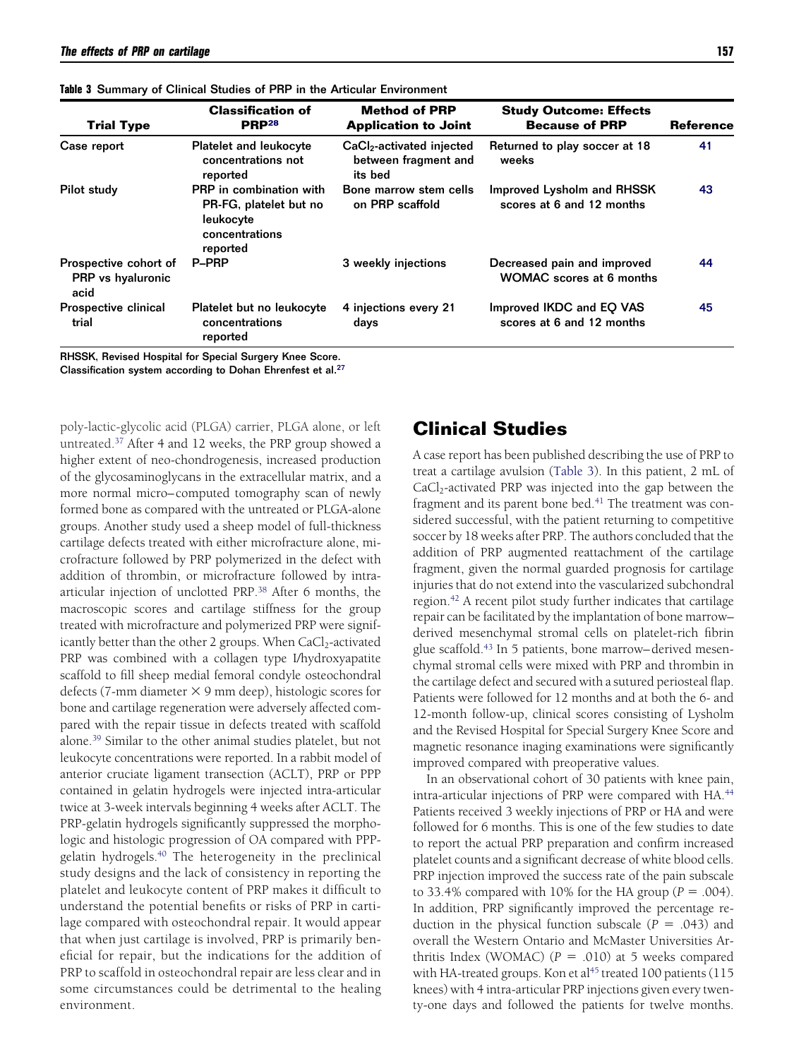**Table 3** Summary of Clinical Studies of PRP in the Articular Environment

| Trial Type | Classification of PRP[28] | Method of PRP Application to Joint | Study Outcome: Effects Because of PRP | Reference |
|---|---|---|---|---|
| Case report | Platelet and leukocyte concentrations not reported | $CaCl_2$-activated injected between fragment and its bed | Returned to play soccer at 18 weeks | 41 |
| Pilot study | PRP in combination with PR-FG, platelet but no leukocyte concentrations reported | Bone marrow stem cells on PRP scaffold | Improved Lysholm and RHSSK scores at 6 and 12 months | 43 |
| Prospective cohort of PRP vs hyaluronic acid | P–PRP | 3 weekly injections | Decreased pain and improved WOMAC scores at 6 months | 44 |
| Prospective clinical trial | Platelet but no leukocyte concentrations reported | 4 injections every 21 days | Improved IKDC and EQ VAS scores at 6 and 12 months | 45 |

RHSSK, Revised Hospital for Special Surgery Knee Score.
Classification system according to Dohan Ehrenfest et al.[27]

poly-lactic-glycolic acid (PLGA) carrier, PLGA alone, or left untreated.[37] After 4 and 12 weeks, the PRP group showed a higher extent of neo-chondrogenesis, increased production of the glycosaminoglycans in the extracellular matrix, and a more normal micro–computed tomography scan of newly formed bone as compared with the untreated or PLGA-alone groups. Another study used a sheep model of full-thickness cartilage defects treated with either microfracture alone, microfracture followed by PRP polymerized in the defect with addition of thrombin, or microfracture followed by intra-articular injection of unclotted PRP.[38] After 6 months, the macroscopic scores and cartilage stiffness for the group treated with microfracture and polymerized PRP were significantly better than the other 2 groups. When $CaCl_2$-activated PRP was combined with a collagen type I/hydroxyapatite scaffold to fill sheep medial femoral condyle osteochondral defects (7-mm diameter × 9 mm deep), histologic scores for bone and cartilage regeneration were adversely affected compared with the repair tissue in defects treated with scaffold alone.[39] Similar to the other animal studies platelet, but not leukocyte concentrations were reported. In a rabbit model of anterior cruciate ligament transection (ACLT), PRP or PPP contained in gelatin hydrogels were injected intra-articular twice at 3-week intervals beginning 4 weeks after ACLT. The PRP-gelatin hydrogels significantly suppressed the morphologic and histologic progression of OA compared with PPP-gelatin hydrogels.[40] The heterogeneity in the preclinical study designs and the lack of consistency in reporting the platelet and leukocyte content of PRP makes it difficult to understand the potential benefits or risks of PRP in cartilage compared with osteochondral repair. It would appear that when just cartilage is involved, PRP is primarily beneficial for repair, but the indications for the addition of PRP to scaffold in osteochondral repair are less clear and in some circumstances could be detrimental to the healing environment.

## Clinical Studies

A case report has been published describing the use of PRP to treat a cartilage avulsion (Table 3). In this patient, 2 mL of $CaCl_2$-activated PRP was injected into the gap between the fragment and its parent bone bed.[41] The treatment was considered successful, with the patient returning to competitive soccer by 18 weeks after PRP. The authors concluded that the addition of PRP augmented reattachment of the cartilage fragment, given the normal guarded prognosis for cartilage injuries that do not extend into the vascularized subchondral region.[42] A recent pilot study further indicates that cartilage repair can be facilitated by the implantation of bone marrow–derived mesenchymal stromal cells on platelet-rich fibrin glue scaffold.[43] In 5 patients, bone marrow–derived mesenchymal stromal cells were mixed with PRP and thrombin in the cartilage defect and secured with a sutured periosteal flap. Patients were followed for 12 months and at both the 6- and 12-month follow-up, clinical scores consisting of Lysholm and the Revised Hospital for Special Surgery Knee Score and magnetic resonance imaging examinations were significantly improved compared with preoperative values.

In an observational cohort of 30 patients with knee pain, intra-articular injections of PRP were compared with HA.[44] Patients received 3 weekly injections of PRP or HA and were followed for 6 months. This is one of the few studies to date to report the actual PRP preparation and confirm increased platelet counts and a significant decrease of white blood cells. PRP injection improved the success rate of the pain subscale to 33.4% compared with 10% for the HA group ($P = .004$). In addition, PRP significantly improved the percentage reduction in the physical function subscale ($P = .043$) and overall the Western Ontario and McMaster Universities Arthritis Index (WOMAC) ($P = .010$) at 5 weeks compared with HA-treated groups. Kon et al[45] treated 100 patients (115 knees) with 4 intra-articular PRP injections given every twenty-one days and followed the patients for twelve months.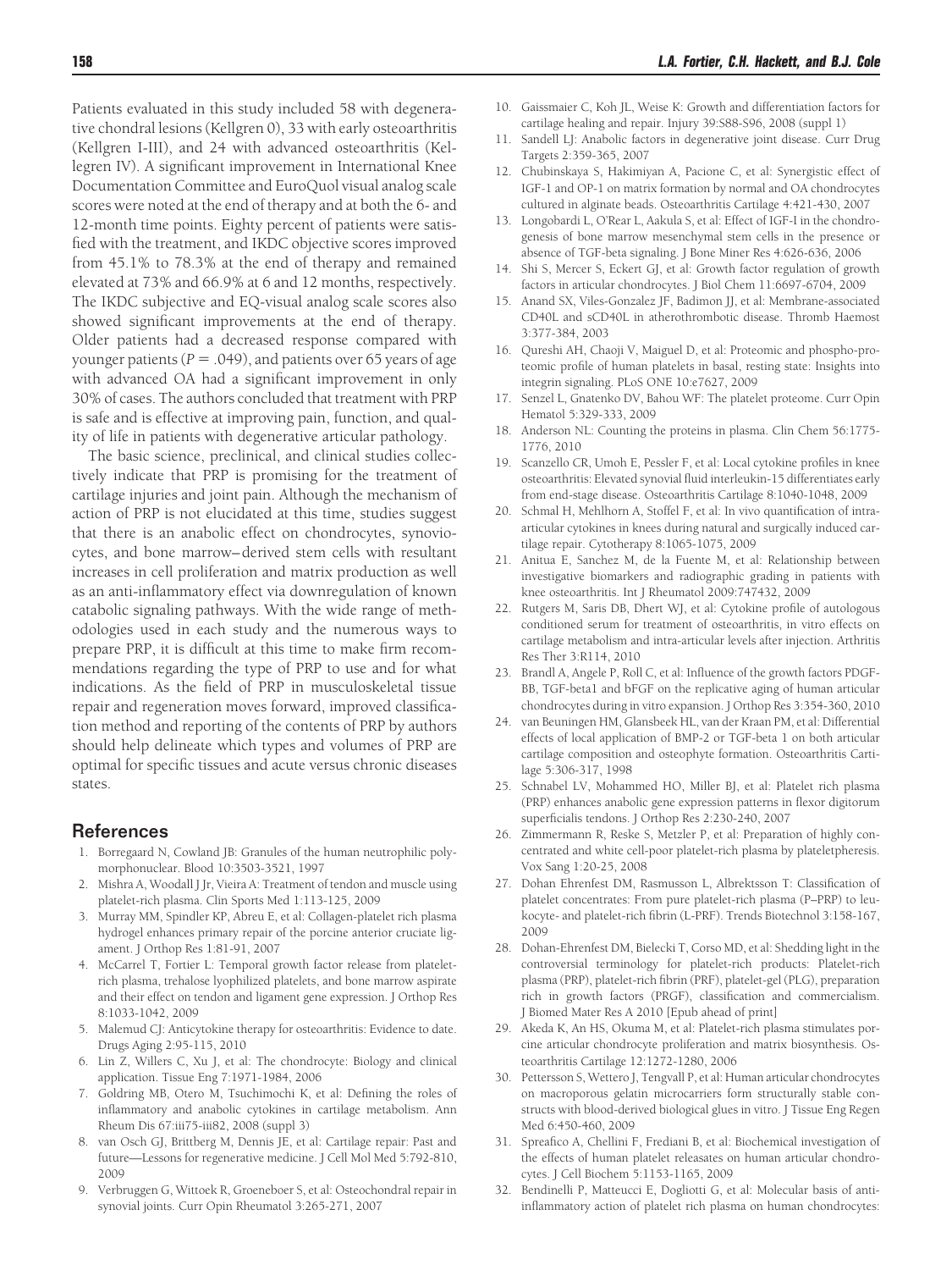Patients evaluated in this study included 58 with degenerative chondral lesions (Kellgren 0), 33 with early osteoarthritis (Kellgren I-III), and 24 with advanced osteoarthritis (Kellegren IV). A significant improvement in International Knee Documentation Committee and EuroQuol visual analog scale scores were noted at the end of therapy and at both the 6- and 12-month time points. Eighty percent of patients were satisfied with the treatment, and IKDC objective scores improved from 45.1% to 78.3% at the end of therapy and remained elevated at 73% and 66.9% at 6 and 12 months, respectively. The IKDC subjective and EQ-visual analog scale scores also showed significant improvements at the end of therapy. Older patients had a decreased response compared with younger patients ($P = .049$), and patients over 65 years of age with advanced OA had a significant improvement in only 30% of cases. The authors concluded that treatment with PRP is safe and is effective at improving pain, function, and quality of life in patients with degenerative articular pathology.

The basic science, preclinical, and clinical studies collectively indicate that PRP is promising for the treatment of cartilage injuries and joint pain. Although the mechanism of action of PRP is not elucidated at this time, studies suggest that there is an anabolic effect on chondrocytes, synoviocytes, and bone marrow–derived stem cells with resultant increases in cell proliferation and matrix production as well as an anti-inflammatory effect via downregulation of known catabolic signaling pathways. With the wide range of methodologies used in each study and the numerous ways to prepare PRP, it is difficult at this time to make firm recommendations regarding the type of PRP to use and for what indications. As the field of PRP in musculoskeletal tissue repair and regeneration moves forward, improved classification method and reporting of the contents of PRP by authors should help delineate which types and volumes of PRP are optimal for specific tissues and acute versus chronic diseases states.

## References

1. Borregaard N, Cowland JB: Granules of the human neutrophilic polymorphonuclear. Blood 10:3503-3521, 1997
2. Mishra A, Woodall J Jr, Vieira A: Treatment of tendon and muscle using platelet-rich plasma. Clin Sports Med 1:113-125, 2009
3. Murray MM, Spindler KP, Abreu E, et al: Collagen-platelet rich plasma hydrogel enhances primary repair of the porcine anterior cruciate ligament. J Orthop Res 1:81-91, 2007
4. McCarrel T, Fortier L: Temporal growth factor release from platelet-rich plasma, trehalose lyophilized platelets, and bone marrow aspirate and their effect on tendon and ligament gene expression. J Orthop Res 8:1033-1042, 2009
5. Malemud CJ: Anticytokine therapy for osteoarthritis: Evidence to date. Drugs Aging 2:95-115, 2010
6. Lin Z, Willers C, Xu J, et al: The chondrocyte: Biology and clinical application. Tissue Eng 7:1971-1984, 2006
7. Goldring MB, Otero M, Tsuchimochi K, et al: Defining the roles of inflammatory and anabolic cytokines in cartilage metabolism. Ann Rheum Dis 67:iii75-iii82, 2008 (suppl 3)
8. van Osch GJ, Brittberg M, Dennis JE, et al: Cartilage repair: Past and future—Lessons for regenerative medicine. J Cell Mol Med 5:792-810, 2009
9. Verbruggen G, Wittoek R, Groeneboer S, et al: Osteochondral repair in synovial joints. Curr Opin Rheumatol 3:265-271, 2007
10. Gaissmaier C, Koh JL, Weise K: Growth and differentiation factors for cartilage healing and repair. Injury 39:S88-S96, 2008 (suppl 1)
11. Sandell LJ: Anabolic factors in degenerative joint disease. Curr Drug Targets 2:359-365, 2007
12. Chubinskaya S, Hakimiyan A, Pacione C, et al: Synergistic effect of IGF-1 and OP-1 on matrix formation by normal and OA chondrocytes cultured in alginate beads. Osteoarthritis Cartilage 4:421-430, 2007
13. Longobardi L, O'Rear L, Aakula S, et al: Effect of IGF-I in the chondrogenesis of bone marrow mesenchymal stem cells in the presence or absence of TGF-beta signaling. J Bone Miner Res 4:626-636, 2006
14. Shi S, Mercer S, Eckert GJ, et al: Growth factor regulation of growth factors in articular chondrocytes. J Biol Chem 11:6697-6704, 2009
15. Anand SX, Viles-Gonzalez JF, Badimon JJ, et al: Membrane-associated CD40L and sCD40L in atherothrombotic disease. Thromb Haemost 3:377-384, 2003
16. Qureshi AH, Chaoji V, Maiguel D, et al: Proteomic and phospho-proteomic profile of human platelets in basal, resting state: Insights into integrin signaling. PLoS ONE 10:e7627, 2009
17. Senzel L, Gnatenko DV, Bahou WF: The platelet proteome. Curr Opin Hematol 5:329-333, 2009
18. Anderson NL: Counting the proteins in plasma. Clin Chem 56:1775-1776, 2010
19. Scanzello CR, Umoh E, Pessler F, et al: Local cytokine profiles in knee osteoarthritis: Elevated synovial fluid interleukin-15 differentiates early from end-stage disease. Osteoarthritis Cartilage 8:1040-1048, 2009
20. Schmal H, Mehlhorn A, Stoffel F, et al: In vivo quantification of intraarticular cytokines in knees during natural and surgically induced cartilage repair. Cytotherapy 8:1065-1075, 2009
21. Anitua E, Sanchez M, de la Fuente M, et al: Relationship between investigative biomarkers and radiographic grading in patients with knee osteoarthritis. Int J Rheumatol 2009:747432, 2009
22. Rutgers M, Saris DB, Dhert WJ, et al: Cytokine profile of autologous conditioned serum for treatment of osteoarthritis, in vitro effects on cartilage metabolism and intra-articular levels after injection. Arthritis Res Ther 3:R114, 2010
23. Brandl A, Angele P, Roll C, et al: Influence of the growth factors PDGF-BB, TGF-beta1 and bFGF on the replicative aging of human articular chondrocytes during in vitro expansion. J Orthop Res 3:354-360, 2010
24. van Beuningen HM, Glansbeek HL, van der Kraan PM, et al: Differential effects of local application of BMP-2 or TGF-beta 1 on both articular cartilage composition and osteophyte formation. Osteoarthritis Cartilage 5:306-317, 1998
25. Schnabel LV, Mohammed HO, Miller BJ, et al: Platelet rich plasma (PRP) enhances anabolic gene expression patterns in flexor digitorum superficialis tendons. J Orthop Res 2:230-240, 2007
26. Zimmermann R, Reske S, Metzler P, et al: Preparation of highly concentrated and white cell-poor platelet-rich plasma by plateletpheresis. Vox Sang 1:20-25, 2008
27. Dohan Ehrenfest DM, Rasmusson L, Albrektsson T: Classification of platelet concentrates: From pure platelet-rich plasma (P–PRP) to leukocyte- and platelet-rich fibrin (L-PRF). Trends Biotechnol 3:158-167, 2009
28. Dohan-Ehrenfest DM, Bielecki T, Corso MD, et al: Shedding light in the controversial terminology for platelet-rich products: Platelet-rich plasma (PRP), platelet-rich fibrin (PRF), platelet-gel (PLG), preparation rich in growth factors (PRGF), classification and commercialism. J Biomed Mater Res A 2010 [Epub ahead of print]
29. Akeda K, An HS, Okuma M, et al: Platelet-rich plasma stimulates porcine articular chondrocyte proliferation and matrix biosynthesis. Osteoarthritis Cartilage 12:1272-1280, 2006
30. Pettersson S, Wettero J, Tengvall P, et al: Human articular chondrocytes on macroporous gelatin microcarriers form structurally stable constructs with blood-derived biological glues in vitro. J Tissue Eng Regen Med 6:450-460, 2009
31. Spreafico A, Chellini F, Frediani B, et al: Biochemical investigation of the effects of human platelet releasates on human articular chondrocytes. J Cell Biochem 5:1153-1165, 2009
32. Bendinelli P, Matteucci E, Dogliotti G, et al: Molecular basis of anti-inflammatory action of platelet rich plasma on human chondrocytes: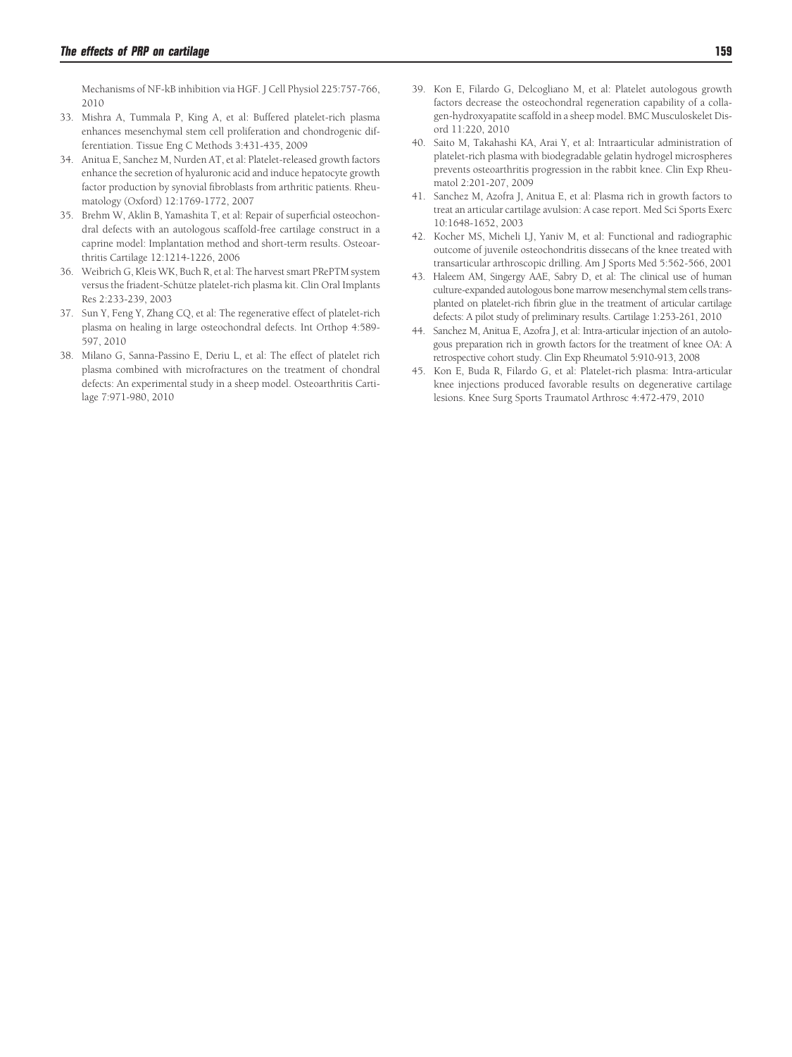Mechanisms of NF-kB inhibition via HGF. J Cell Physiol 225:757-766, 2010

33. Mishra A, Tummala P, King A, et al: Buffered platelet-rich plasma enhances mesenchymal stem cell proliferation and chondrogenic differentiation. Tissue Eng C Methods 3:431-435, 2009
34. Anitua E, Sanchez M, Nurden AT, et al: Platelet-released growth factors enhance the secretion of hyaluronic acid and induce hepatocyte growth factor production by synovial fibroblasts from arthritic patients. Rheumatology (Oxford) 12:1769-1772, 2007
35. Brehm W, Aklin B, Yamashita T, et al: Repair of superficial osteochondral defects with an autologous scaffold-free cartilage construct in a caprine model: Implantation method and short-term results. Osteoarthritis Cartilage 12:1214-1226, 2006
36. Weibrich G, Kleis WK, Buch R, et al: The harvest smart PRePTM system versus the friadent-Schütze platelet-rich plasma kit. Clin Oral Implants Res 2:233-239, 2003
37. Sun Y, Feng Y, Zhang CQ, et al: The regenerative effect of platelet-rich plasma on healing in large osteochondral defects. Int Orthop 4:589-597, 2010
38. Milano G, Sanna-Passino E, Deriu L, et al: The effect of platelet rich plasma combined with microfractures on the treatment of chondral defects: An experimental study in a sheep model. Osteoarthritis Cartilage 7:971-980, 2010
39. Kon E, Filardo G, Delcogliano M, et al: Platelet autologous growth factors decrease the osteochondral regeneration capability of a collagen-hydroxyapatite scaffold in a sheep model. BMC Musculoskelet Disord 11:220, 2010
40. Saito M, Takahashi KA, Arai Y, et al: Intraarticular administration of platelet-rich plasma with biodegradable gelatin hydrogel microspheres prevents osteoarthritis progression in the rabbit knee. Clin Exp Rheumatol 2:201-207, 2009
41. Sanchez M, Azofra J, Anitua E, et al: Plasma rich in growth factors to treat an articular cartilage avulsion: A case report. Med Sci Sports Exerc 10:1648-1652, 2003
42. Kocher MS, Micheli LJ, Yaniv M, et al: Functional and radiographic outcome of juvenile osteochondritis dissecans of the knee treated with transarticular arthroscopic drilling. Am J Sports Med 5:562-566, 2001
43. Haleem AM, Singergy AAE, Sabry D, et al: The clinical use of human culture-expanded autologous bone marrow mesenchymal stem cells transplanted on platelet-rich fibrin glue in the treatment of articular cartilage defects: A pilot study of preliminary results. Cartilage 1:253-261, 2010
44. Sanchez M, Anitua E, Azofra J, et al: Intra-articular injection of an autologous preparation rich in growth factors for the treatment of knee OA: A retrospective cohort study. Clin Exp Rheumatol 5:910-913, 2008
45. Kon E, Buda R, Filardo G, et al: Platelet-rich plasma: Intra-articular knee injections produced favorable results on degenerative cartilage lesions. Knee Surg Sports Traumatol Arthrosc 4:472-479, 2010